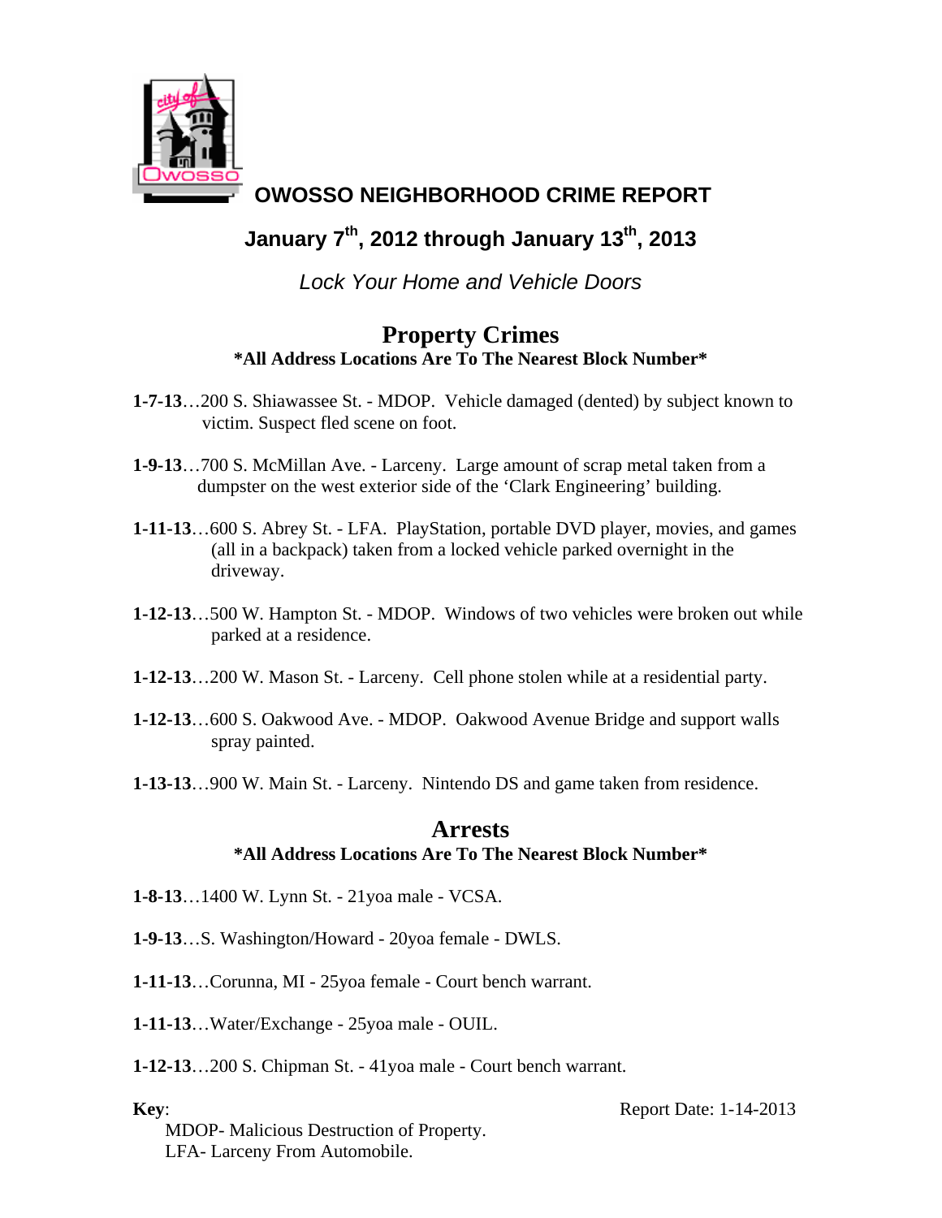# OWOSSO NEIGHBORHOOD CRIME REPORT

## January 7th, 2012 through January 13th, 2013

*Lock Your Home and Vehicle Doors*

## Property Crimes

**\*All Address Locations Are To The Nearest Block Number\***

**1-7-13**…200 S. Shiawassee St. - MDOP. Vehicle damaged (dented) by subject known to victim. Suspect fled scene on foot.

**1-9-13**…700 S. McMillan Ave. - Larceny. Large amount of scrap metal taken from a dumpster on the west exterior side of the 'Clark Engineering' building.

**1-11-13**…600 S. Abrey St. - LFA. PlayStation, portable DVD player, movies, and games (all in a backpack) taken from a locked vehicle parked overnight in the driveway.

**1-12-13**…500 W. Hampton St. - MDOP. Windows of two vehicles were broken out while parked at a residence.

**1-12-13**…200 W. Mason St. - Larceny. Cell phone stolen while at a residential party.

**1-12-13**…600 S. Oakwood Ave. - MDOP. Oakwood Avenue Bridge and support walls spray painted.

**1-13-13**…900 W. Main St. - Larceny. Nintendo DS and game taken from residence.

## Arrests

**\*All Address Locations Are To The Nearest Block Number\***

**1-8-13**…1400 W. Lynn St. - 21yoa male - VCSA.

**1-9-13**…S. Washington/Howard - 20yoa female - DWLS.

**1-11-13**…Corunna, MI - 25yoa female - Court bench warrant.

**1-11-13**…Water/Exchange - 25yoa male - OUIL.

**1-12-13**…200 S. Chipman St. - 41yoa male - Court bench warrant.

**Key**:

MDOP- Malicious Destruction of Property.
LFA- Larceny From Automobile.

Report Date: 1-14-2013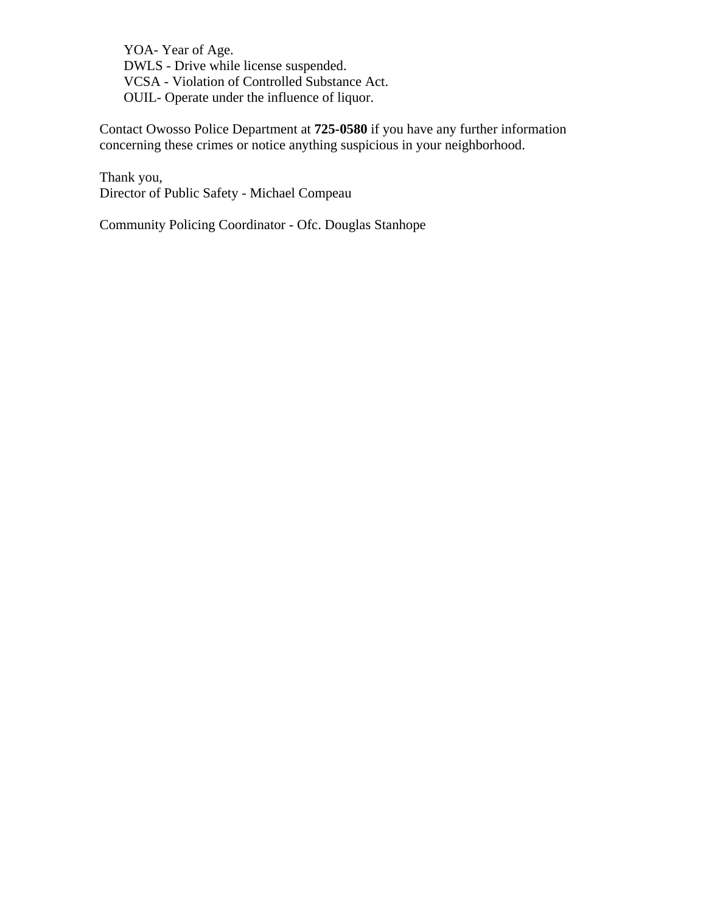YOA- Year of Age.
DWLS - Drive while license suspended.
VCSA - Violation of Controlled Substance Act.
OUIL- Operate under the influence of liquor.

Contact Owosso Police Department at **725-0580** if you have any further information concerning these crimes or notice anything suspicious in your neighborhood.

Thank you,
Director of Public Safety - Michael Compeau

Community Policing Coordinator - Ofc. Douglas Stanhope